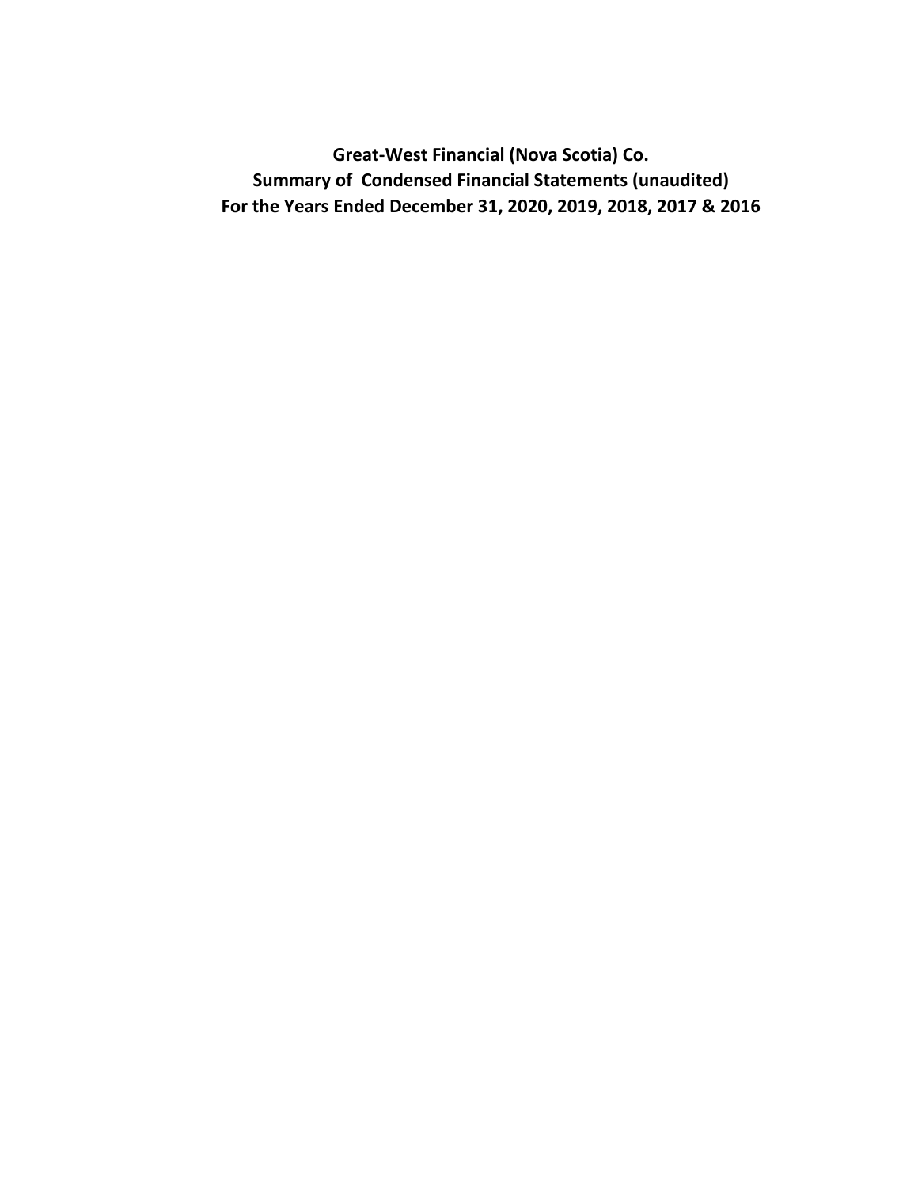# Great-West Financial (Nova Scotia) Co.

## Summary of Condensed Financial Statements (unaudited)

## For the Years Ended December 31, 2020, 2019, 2018, 2017 & 2016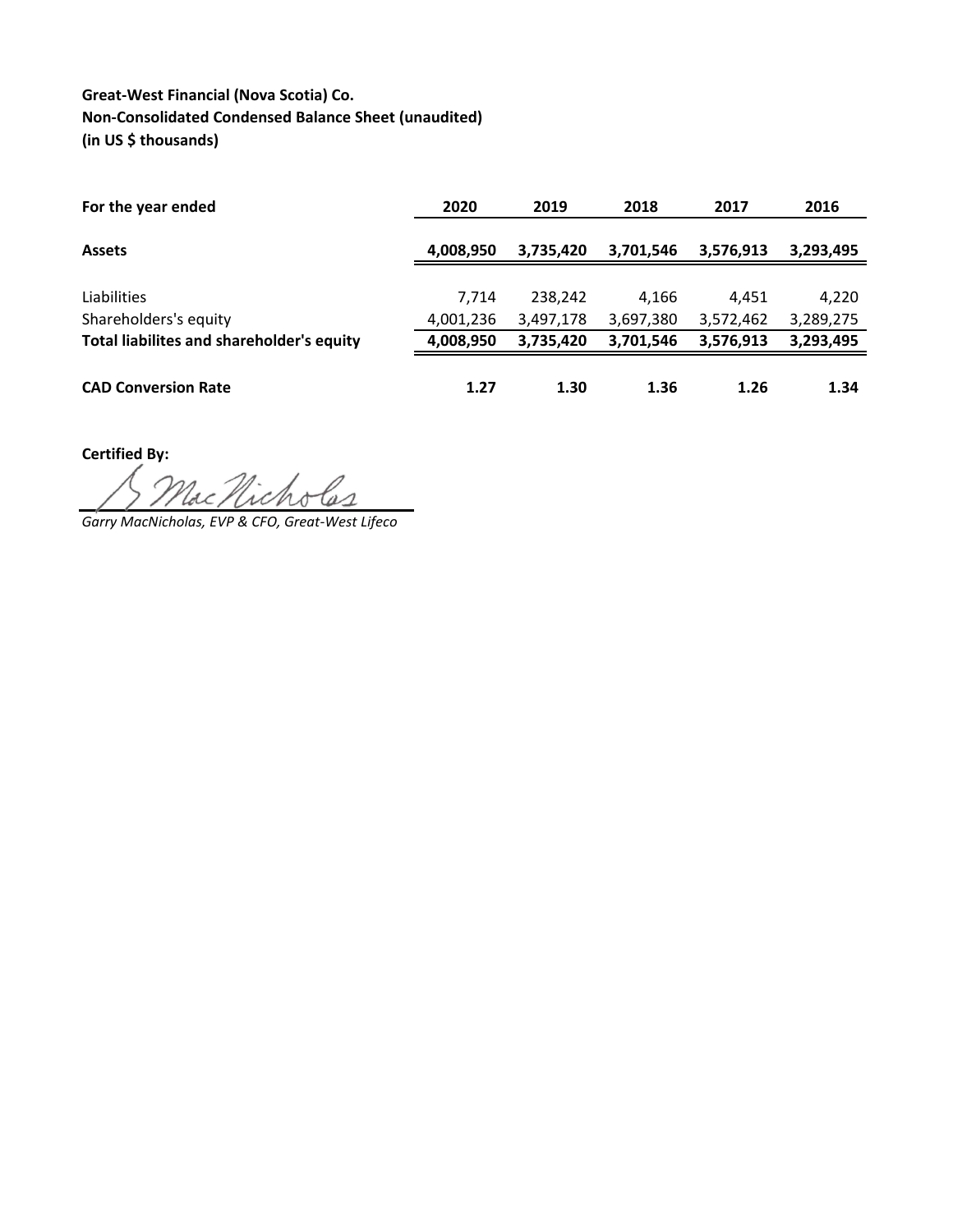**Great-West Financial (Nova Scotia) Co.**
**Non-Consolidated Condensed Balance Sheet (unaudited)**
**(in US $ thousands)**

| For the year ended | 2020 | 2019 | 2018 | 2017 | 2016 |
|---|---|---|---|---|---|
| **Assets** | **4,008,950** | **3,735,420** | **3,701,546** | **3,576,913** | **3,293,495** |
| | | | | | |
| Liabilities | 7,714 | 238,242 | 4,166 | 4,451 | 4,220 |
| Shareholders's equity | 4,001,236 | 3,497,178 | 3,697,380 | 3,572,462 | 3,289,275 |
| **Total liabilites and shareholder's equity** | **4,008,950** | **3,735,420** | **3,701,546** | **3,576,913** | **3,293,495** |
| | | | | | |
| **CAD Conversion Rate** | **1.27** | **1.30** | **1.36** | **1.26** | **1.34** |

**Certified By:**

*Garry MacNicholas, EVP & CFO, Great-West Lifeco*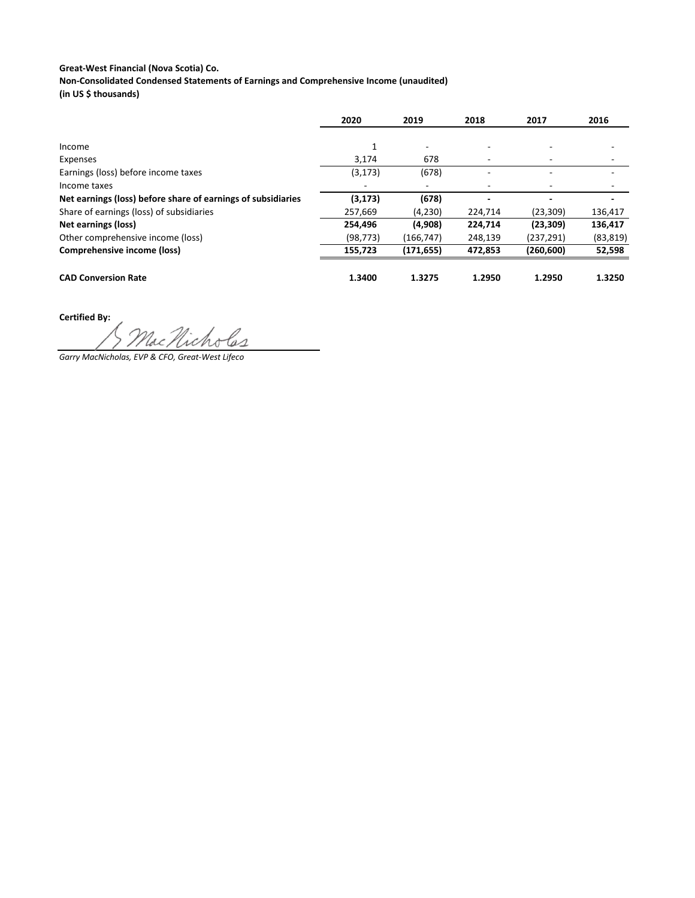**Great-West Financial (Nova Scotia) Co.**
**Non-Consolidated Condensed Statements of Earnings and Comprehensive Income (unaudited)**
**(in US $ thousands)**

| | 2020 | 2019 | 2018 | 2017 | 2016 |
|---|---|---|---|---|---|
| Income | 1 | - | - | - | - |
| Expenses | 3,174 | 678 | - | - | - |
| Earnings (loss) before income taxes | (3,173) | (678) | - | - | - |
| Income taxes | - | - | - | - | - |
| **Net earnings (loss) before share of earnings of subsidiaries** | **(3,173)** | **(678)** | **-** | **-** | **-** |
| Share of earnings (loss) of subsidiaries | 257,669 | (4,230) | 224,714 | (23,309) | 136,417 |
| **Net earnings (loss)** | **254,496** | **(4,908)** | **224,714** | **(23,309)** | **136,417** |
| Other comprehensive income (loss) | (98,773) | (166,747) | 248,139 | (237,291) | (83,819) |
| **Comprehensive income (loss)** | **155,723** | **(171,655)** | **472,853** | **(260,600)** | **52,598** |
| | | | | | |
| **CAD Conversion Rate** | **1.3400** | **1.3275** | **1.2950** | **1.2950** | **1.3250** |

**Certified By:**

*Garry MacNicholas, EVP & CFO, Great-West Lifeco*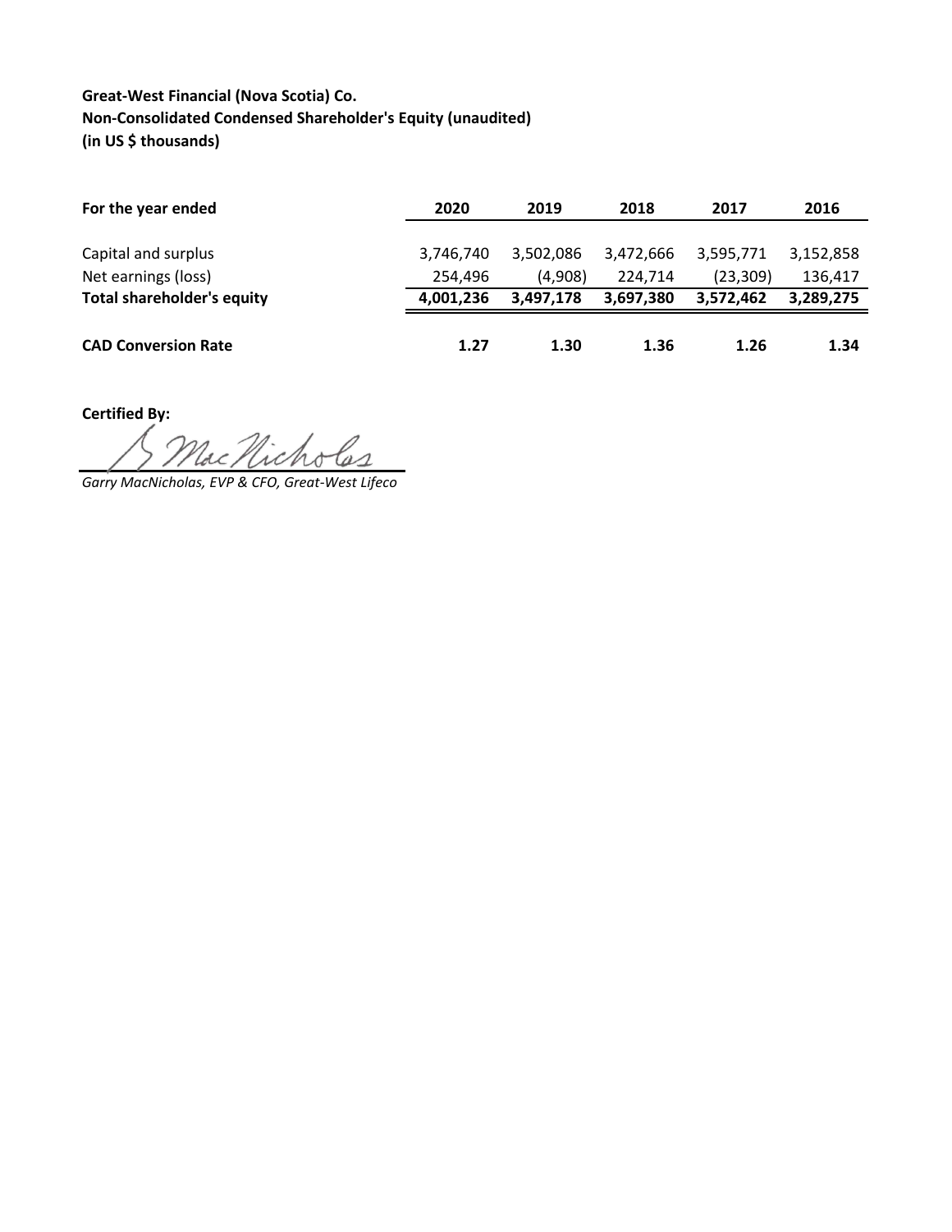**Great-West Financial (Nova Scotia) Co.**
**Non-Consolidated Condensed Shareholder's Equity (unaudited)**
**(in US $ thousands)**

| For the year ended | 2020 | 2019 | 2018 | 2017 | 2016 |
| --- | --- | --- | --- | --- | --- |
| Capital and surplus | 3,746,740 | 3,502,086 | 3,472,666 | 3,595,771 | 3,152,858 |
| Net earnings (loss) | 254,496 | (4,908) | 224,714 | (23,309) | 136,417 |
| **Total shareholder's equity** | **4,001,236** | **3,497,178** | **3,697,380** | **3,572,462** | **3,289,275** |
| **CAD Conversion Rate** | **1.27** | **1.30** | **1.36** | **1.26** | **1.34** |

**Certified By:**

G MacNicholas

*Garry MacNicholas, EVP & CFO, Great-West Lifeco*